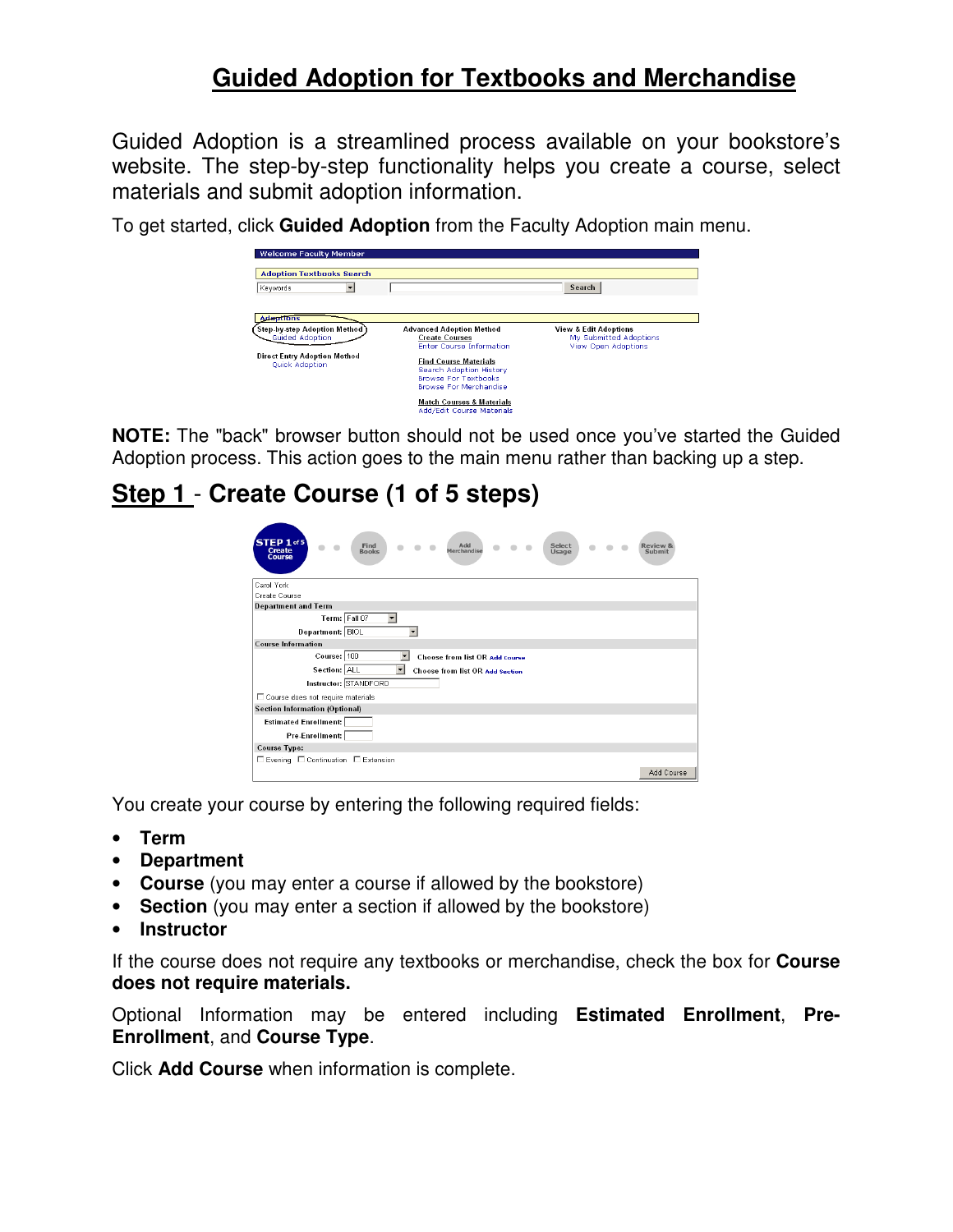# Guided Adoption for Textbooks and Merchandise

Guided Adoption is a streamlined process available on your bookstore's website. The step-by-step functionality helps you create a course, select materials and submit adoption information.

To get started, click **Guided Adoption** from the Faculty Adoption main menu.

**NOTE:** The "back" browser button should not be used once you've started the Guided Adoption process. This action goes to the main menu rather than backing up a step.

## Step 1 - Create Course (1 of 5 steps)

You create your course by entering the following required fields:

- **Term**
- **Department**
- **Course** (you may enter a course if allowed by the bookstore)
- **Section** (you may enter a section if allowed by the bookstore)
- **Instructor**

If the course does not require any textbooks or merchandise, check the box for **Course does not require materials.**

Optional Information may be entered including **Estimated Enrollment**, **Pre-Enrollment**, and **Course Type**.

Click **Add Course** when information is complete.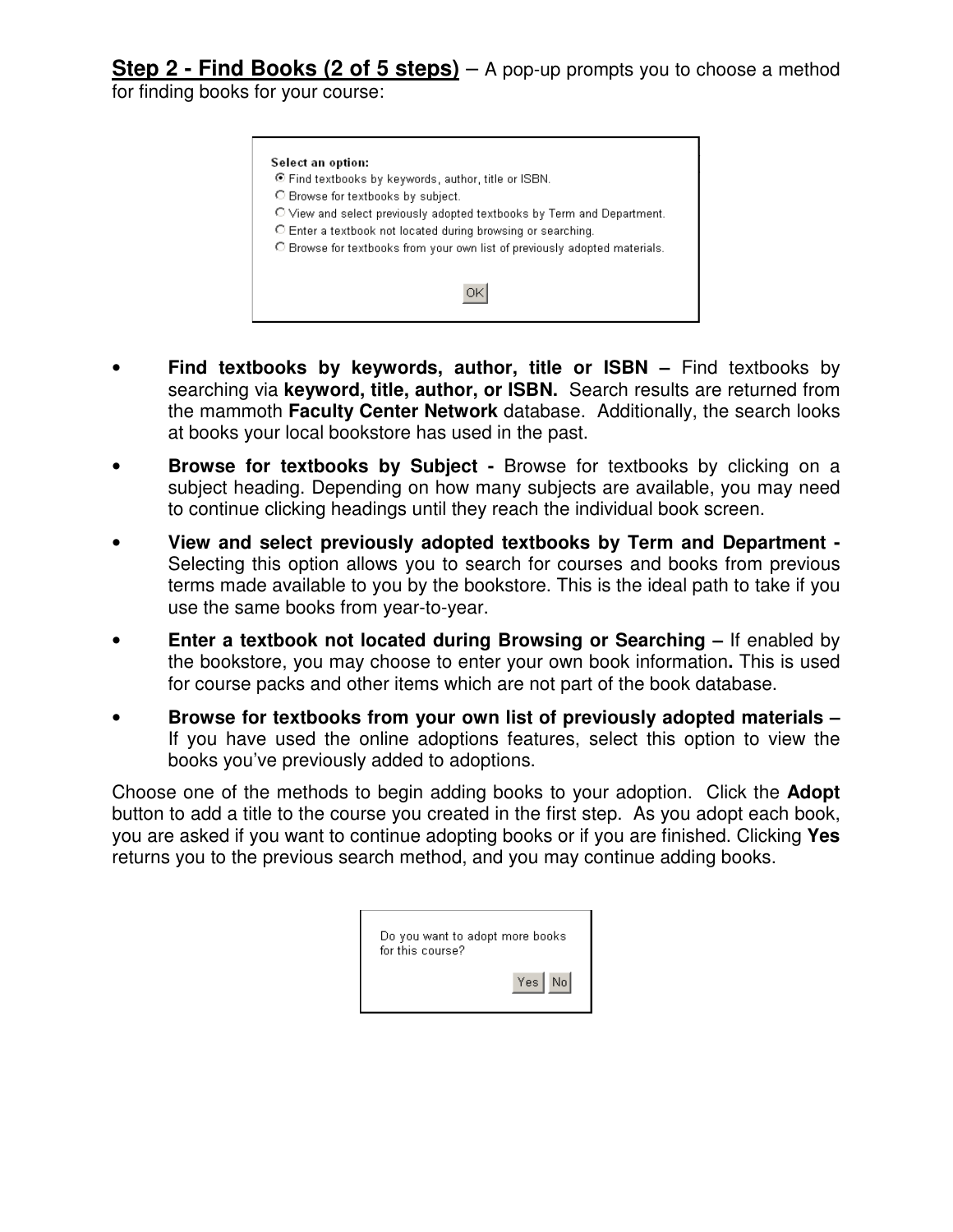**Step 2 - Find Books (2 of 5 steps)** – A pop-up prompts you to choose a method for finding books for your course:

Select an option:
- (•) Find textbooks by keywords, author, title or ISBN.
- ( ) Browse for textbooks by subject.
- ( ) View and select previously adopted textbooks by Term and Department.
- ( ) Enter a textbook not located during browsing or searching.
- ( ) Browse for textbooks from your own list of previously adopted materials.

[OK]

- **Find textbooks by keywords, author, title or ISBN –** Find textbooks by searching via **keyword, title, author, or ISBN.** Search results are returned from the mammoth **Faculty Center Network** database. Additionally, the search looks at books your local bookstore has used in the past.
- **Browse for textbooks by Subject -** Browse for textbooks by clicking on a subject heading. Depending on how many subjects are available, you may need to continue clicking headings until they reach the individual book screen.
- **View and select previously adopted textbooks by Term and Department -** Selecting this option allows you to search for courses and books from previous terms made available to you by the bookstore. This is the ideal path to take if you use the same books from year-to-year.
- **Enter a textbook not located during Browsing or Searching –** If enabled by the bookstore, you may choose to enter your own book information**.** This is used for course packs and other items which are not part of the book database.
- **Browse for textbooks from your own list of previously adopted materials –** If you have used the online adoptions features, select this option to view the books you've previously added to adoptions.

Choose one of the methods to begin adding books to your adoption. Click the **Adopt** button to add a title to the course you created in the first step. As you adopt each book, you are asked if you want to continue adopting books or if you are finished. Clicking **Yes** returns you to the previous search method, and you may continue adding books.

Do you want to adopt more books for this course?

[Yes] [No]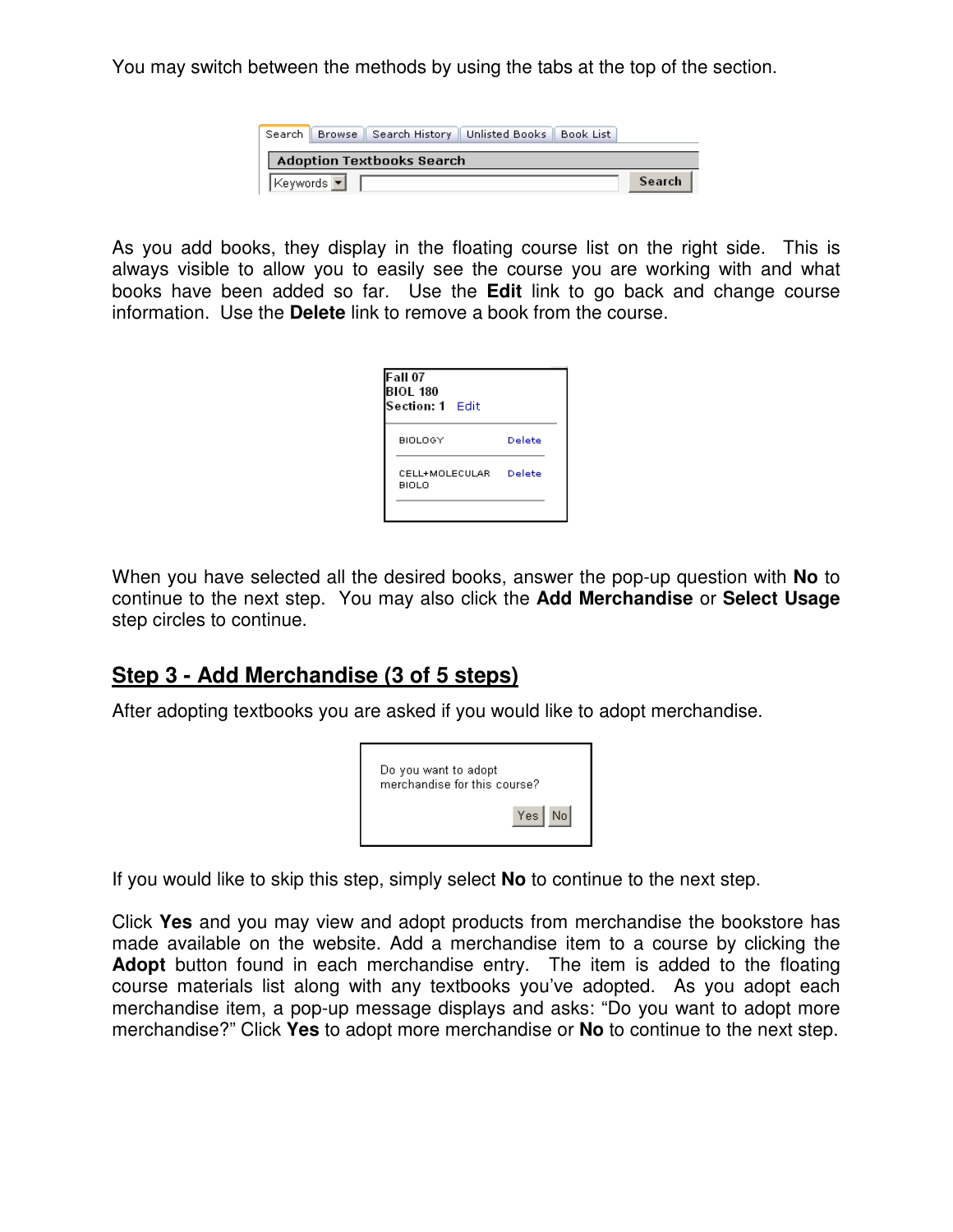You may switch between the methods by using the tabs at the top of the section.

As you add books, they display in the floating course list on the right side. This is always visible to allow you to easily see the course you are working with and what books have been added so far. Use the **Edit** link to go back and change course information. Use the **Delete** link to remove a book from the course.

When you have selected all the desired books, answer the pop-up question with **No** to continue to the next step. You may also click the **Add Merchandise** or **Select Usage** step circles to continue.

## Step 3 - Add Merchandise (3 of 5 steps)

After adopting textbooks you are asked if you would like to adopt merchandise.

If you would like to skip this step, simply select **No** to continue to the next step.

Click **Yes** and you may view and adopt products from merchandise the bookstore has made available on the website. Add a merchandise item to a course by clicking the **Adopt** button found in each merchandise entry. The item is added to the floating course materials list along with any textbooks you've adopted. As you adopt each merchandise item, a pop-up message displays and asks: "Do you want to adopt more merchandise?" Click **Yes** to adopt more merchandise or **No** to continue to the next step.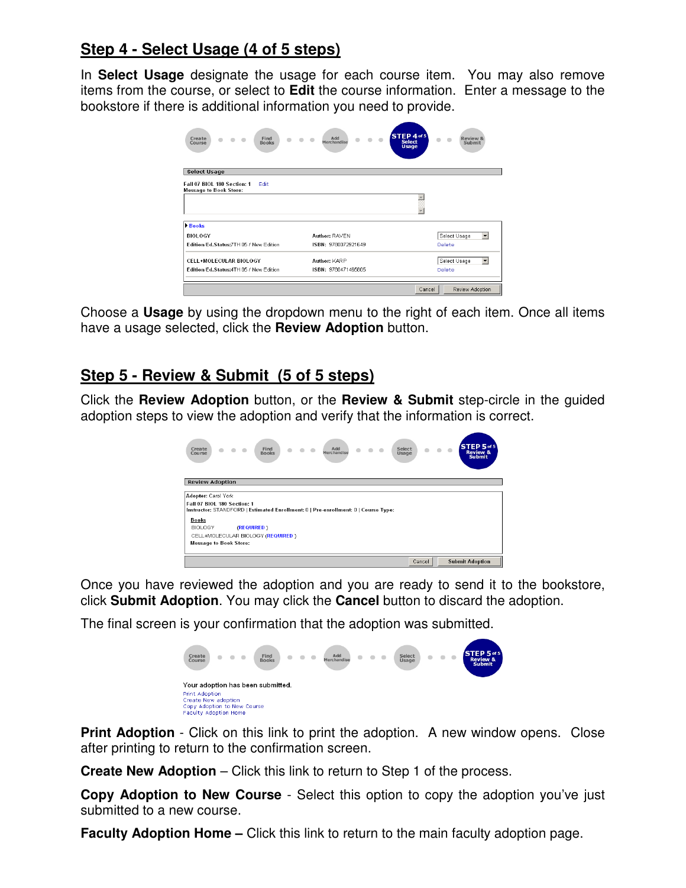## Step 4 - Select Usage (4 of 5 steps)

In **Select Usage** designate the usage for each course item. You may also remove items from the course, or select to **Edit** the course information. Enter a message to the bookstore if there is additional information you need to provide.

Choose a **Usage** by using the dropdown menu to the right of each item. Once all items have a usage selected, click the **Review Adoption** button.

## Step 5 - Review & Submit (5 of 5 steps)

Click the **Review Adoption** button, or the **Review & Submit** step-circle in the guided adoption steps to view the adoption and verify that the information is correct.

Once you have reviewed the adoption and you are ready to send it to the bookstore, click **Submit Adoption**. You may click the **Cancel** button to discard the adoption.

The final screen is your confirmation that the adoption was submitted.

**Print Adoption** - Click on this link to print the adoption. A new window opens. Close after printing to return to the confirmation screen.

**Create New Adoption** – Click this link to return to Step 1 of the process.

**Copy Adoption to New Course** - Select this option to copy the adoption you've just submitted to a new course.

**Faculty Adoption Home –** Click this link to return to the main faculty adoption page.